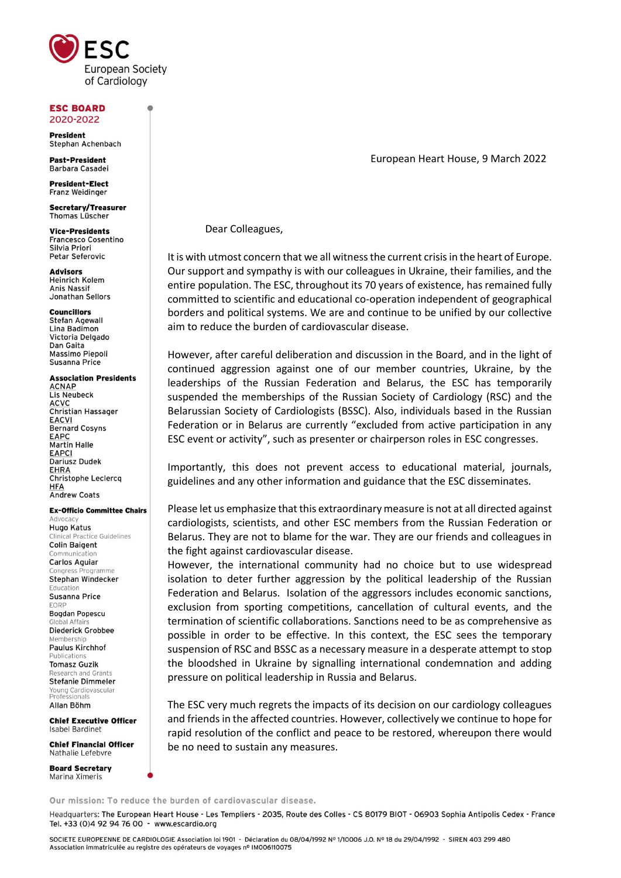**ESC**
European Society
of Cardiology

**ESC BOARD**
**2020-2022**

**President**
Stephan Achenbach

**Past-President**
Barbara Casadei

**President-Elect**
Franz Weidinger

**Secretary/Treasurer**
Thomas Lüscher

**Vice-Presidents**
Francesco Cosentino
Silvia Priori
Petar Seferovic

**Advisors**
Heinrich Kolem
Anis Nassif
Jonathan Sellors

**Councillors**
Stefan Agewall
Lina Badimon
Victoria Delgado
Dan Gaita
Massimo Piepoli
Susanna Price

**Association Presidents**
ACNAP
Lis Neubeck
ACVC
Christian Hassager
EACVI
Bernard Cosyns
EAPC
Martin Halle
EAPCI
Dariusz Dudek
EHRA
Christophe Leclercq
HFA
Andrew Coats

**Ex-Officio Committee Chairs**
Advocacy
Hugo Katus
Clinical Practice Guidelines
Colin Baigent
Communication
Carlos Aguiar
Congress Programme
Stephan Windecker
Education
Susanna Price
EORP
Bogdan Popescu
Global Affairs
Diederick Grobbee
Membership
Paulus Kirchhof
Publications
Tomasz Guzik
Research and Grants
Stefanie Dimmeler
Young Cardiovascular Professionals
Allan Böhm

**Chief Executive Officer**
Isabel Bardinet

**Chief Financial Officer**
Nathalie Lefebvre

**Board Secretary**
Marina Ximeris

European Heart House, 9 March 2022

Dear Colleagues,

It is with utmost concern that we all witness the current crisis in the heart of Europe. Our support and sympathy is with our colleagues in Ukraine, their families, and the entire population. The ESC, throughout its 70 years of existence, has remained fully committed to scientific and educational co-operation independent of geographical borders and political systems. We are and continue to be unified by our collective aim to reduce the burden of cardiovascular disease.

However, after careful deliberation and discussion in the Board, and in the light of continued aggression against one of our member countries, Ukraine, by the leaderships of the Russian Federation and Belarus, the ESC has temporarily suspended the memberships of the Russian Society of Cardiology (RSC) and the Belarussian Society of Cardiologists (BSSC). Also, individuals based in the Russian Federation or in Belarus are currently "excluded from active participation in any ESC event or activity", such as presenter or chairperson roles in ESC congresses.

Importantly, this does not prevent access to educational material, journals, guidelines and any other information and guidance that the ESC disseminates.

Please let us emphasize that this extraordinary measure is not at all directed against cardiologists, scientists, and other ESC members from the Russian Federation or Belarus. They are not to blame for the war. They are our friends and colleagues in the fight against cardiovascular disease.
However, the international community had no choice but to use widespread isolation to deter further aggression by the political leadership of the Russian Federation and Belarus. Isolation of the aggressors includes economic sanctions, exclusion from sporting competitions, cancellation of cultural events, and the termination of scientific collaborations. Sanctions need to be as comprehensive as possible in order to be effective. In this context, the ESC sees the temporary suspension of RSC and BSSC as a necessary measure in a desperate attempt to stop the bloodshed in Ukraine by signalling international condemnation and adding pressure on political leadership in Russia and Belarus.

The ESC very much regrets the impacts of its decision on our cardiology colleagues and friends in the affected countries. However, collectively we continue to hope for rapid resolution of the conflict and peace to be restored, whereupon there would be no need to sustain any measures.

**Our mission: To reduce the burden of cardiovascular disease.**

Headquarters: The European Heart House - Les Templiers - 2035, Route des Colles - CS 80179 BIOT - 06903 Sophia Antipolis Cedex - France
Tel. +33 (0)4 92 94 76 00 - www.escardio.org

SOCIETE EUROPEENNE DE CARDIOLOGIE Association loi 1901 - Déclaration du 08/04/1992 Nº 1/10006 J.O. Nº 18 du 29/04/1992 - SIREN 403 299 480
Association immatriculée au registre des opérateurs de voyages nº IM006110075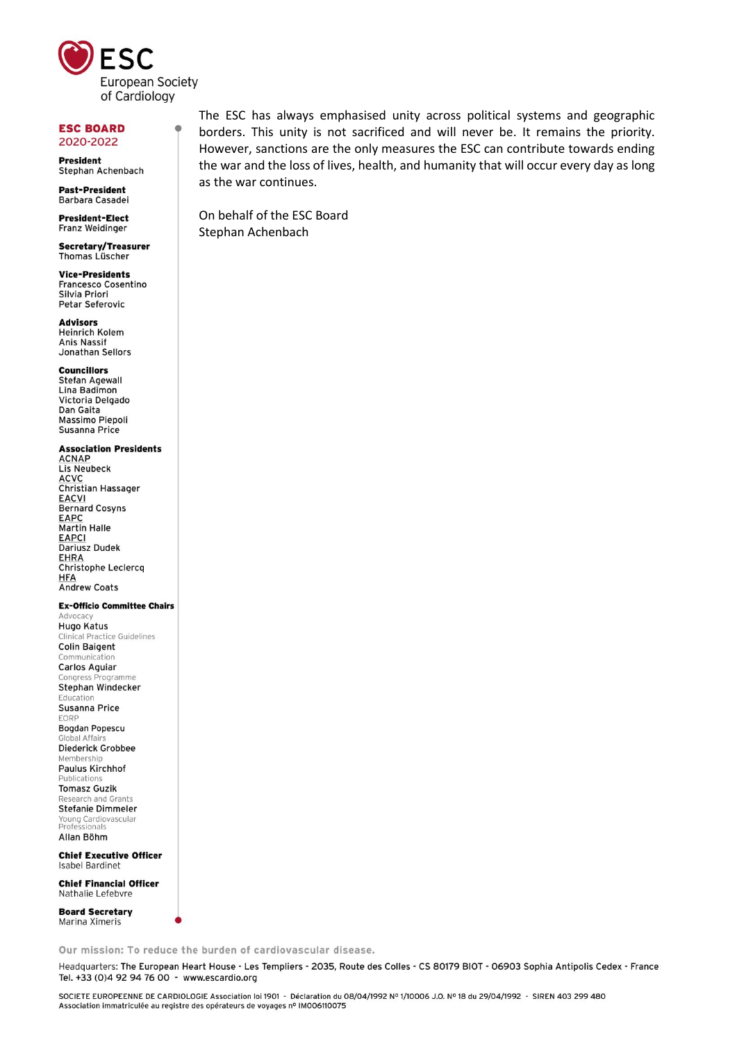The ESC has always emphasised unity across political systems and geographic borders. This unity is not sacrificed and will never be. It remains the priority. However, sanctions are the only measures the ESC can contribute towards ending the war and the loss of lives, health, and humanity that will occur every day as long as the war continues.

On behalf of the ESC Board
Stephan Achenbach

**ESC BOARD**
2020-2022

**President**
Stephan Achenbach

**Past-President**
Barbara Casadei

**President-Elect**
Franz Weidinger

**Secretary/Treasurer**
Thomas Lüscher

**Vice-Presidents**
Francesco Cosentino
Silvia Priori
Petar Seferovic

**Advisors**
Heinrich Kolem
Anis Nassif
Jonathan Sellors

**Councillors**
Stefan Agewall
Lina Badimon
Victoria Delgado
Dan Gaita
Massimo Piepoli
Susanna Price

**Association Presidents**
ACNAP
Lis Neubeck
ACVC
Christian Hassager
EACVI
Bernard Cosyns
EAPC
Martin Halle
EAPCI
Dariusz Dudek
EHRA
Christophe Leclercq
HFA
Andrew Coats

**Ex-Officio Committee Chairs**
Advocacy
Hugo Katus
Clinical Practice Guidelines
Colin Baigent
Communication
Carlos Aguiar
Congress Programme
Stephan Windecker
Education
Susanna Price
EORP
Bogdan Popescu
Global Affairs
Diederick Grobbee
Membership
Paulus Kirchhof
Publications
Tomasz Guzik
Research and Grants
Stefanie Dimmeler
Young Cardiovascular Professionals
Allan Böhm

**Chief Executive Officer**
Isabel Bardinet

**Chief Financial Officer**
Nathalie Lefebvre

**Board Secretary**
Marina Ximeris

Our mission: To reduce the burden of cardiovascular disease.

Headquarters: The European Heart House - Les Templiers - 2035, Route des Colles - CS 80179 BIOT - 06903 Sophia Antipolis Cedex - France
Tel. +33 (0)4 92 94 76 00 - www.escardio.org

SOCIETE EUROPEENNE DE CARDIOLOGIE Association loi 1901 - Déclaration du 08/04/1992 Nº 1/10006 J.O. Nº 18 du 29/04/1992 - SIREN 403 299 480
Association immatriculée au registre des opérateurs de voyages nº IM006110075